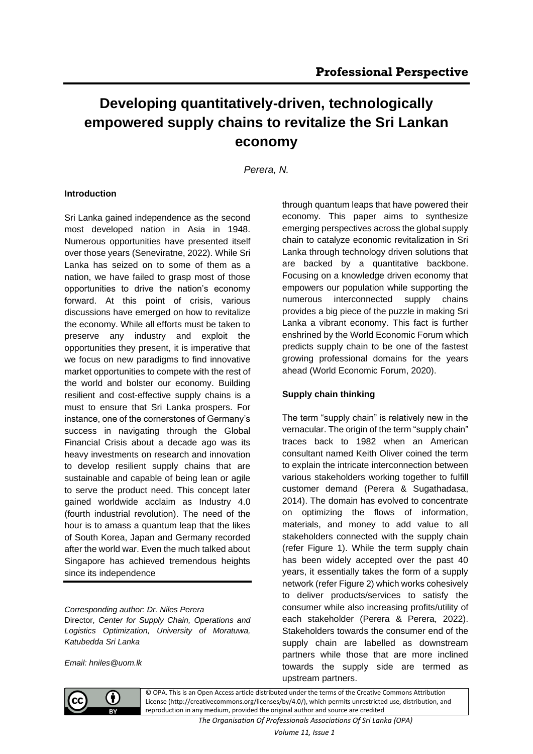Professional Perspective

# Developing quantitatively-driven, technologically empowered supply chains to revitalize the Sri Lankan economy

*Perera, N.*

## Introduction

Sri Lanka gained independence as the second most developed nation in Asia in 1948. Numerous opportunities have presented itself over those years (Seneviratne, 2022). While Sri Lanka has seized on to some of them as a nation, we have failed to grasp most of those opportunities to drive the nation's economy forward. At this point of crisis, various discussions have emerged on how to revitalize the economy. While all efforts must be taken to preserve any industry and exploit the opportunities they present, it is imperative that we focus on new paradigms to find innovative market opportunities to compete with the rest of the world and bolster our economy. Building resilient and cost-effective supply chains is a must to ensure that Sri Lanka prospers. For instance, one of the cornerstones of Germany's success in navigating through the Global Financial Crisis about a decade ago was its heavy investments on research and innovation to develop resilient supply chains that are sustainable and capable of being lean or agile to serve the product need. This concept later gained worldwide acclaim as Industry 4.0 (fourth industrial revolution). The need of the hour is to amass a quantum leap that the likes of South Korea, Japan and Germany recorded after the world war. Even the much talked about Singapore has achieved tremendous heights since its independence through quantum leaps that have powered their economy. This paper aims to synthesize emerging perspectives across the global supply chain to catalyze economic revitalization in Sri Lanka through technology driven solutions that are backed by a quantitative backbone. Focusing on a knowledge driven economy that empowers our population while supporting the numerous interconnected supply chains provides a big piece of the puzzle in making Sri Lanka a vibrant economy. This fact is further enshrined by the World Economic Forum which predicts supply chain to be one of the fastest growing professional domains for the years ahead (World Economic Forum, 2020).

## Supply chain thinking

The term "supply chain" is relatively new in the vernacular. The origin of the term "supply chain" traces back to 1982 when an American consultant named Keith Oliver coined the term to explain the intricate interconnection between various stakeholders working together to fulfill customer demand (Perera & Sugathadasa, 2014). The domain has evolved to concentrate on optimizing the flows of information, materials, and money to add value to all stakeholders connected with the supply chain (refer Figure 1). While the term supply chain has been widely accepted over the past 40 years, it essentially takes the form of a supply network (refer Figure 2) which works cohesively to deliver products/services to satisfy the consumer while also increasing profits/utility of each stakeholder (Perera & Perera, 2022). Stakeholders towards the consumer end of the supply chain are labelled as downstream partners while those that are more inclined towards the supply side are termed as upstream partners.

---

*Corresponding author: Dr. Niles Perera*
Director, *Center for Supply Chain, Operations and Logistics Optimization, University of Moratuwa, Katubedda Sri Lanka*

*Email: hniles@uom.lk*

© OPA. This is an Open Access article distributed under the terms of the Creative Commons Attribution License (http://creativecommons.org/licenses/by/4.0/), which permits unrestricted use, distribution, and reproduction in any medium, provided the original author and source are credited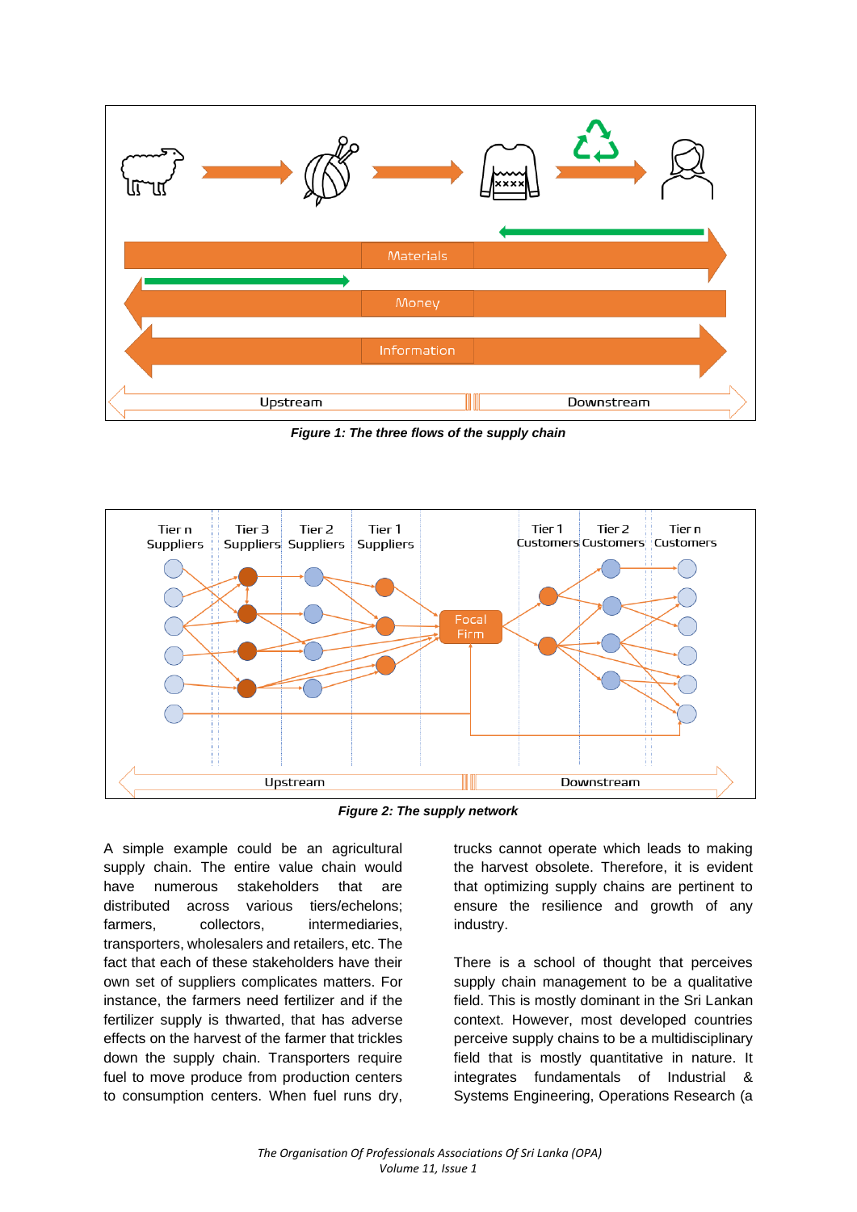*Figure 1: The three flows of the supply chain*

*Figure 2: The supply network*

A simple example could be an agricultural supply chain. The entire value chain would have numerous stakeholders that are distributed across various tiers/echelons; farmers, collectors, intermediaries, transporters, wholesalers and retailers, etc. The fact that each of these stakeholders have their own set of suppliers complicates matters. For instance, the farmers need fertilizer and if the fertilizer supply is thwarted, that has adverse effects on the harvest of the farmer that trickles down the supply chain. Transporters require fuel to move produce from production centers to consumption centers. When fuel runs dry, trucks cannot operate which leads to making the harvest obsolete. Therefore, it is evident that optimizing supply chains are pertinent to ensure the resilience and growth of any industry.

There is a school of thought that perceives supply chain management to be a qualitative field. This is mostly dominant in the Sri Lankan context. However, most developed countries perceive supply chains to be a multidisciplinary field that is mostly quantitative in nature. It integrates fundamentals of Industrial & Systems Engineering, Operations Research (a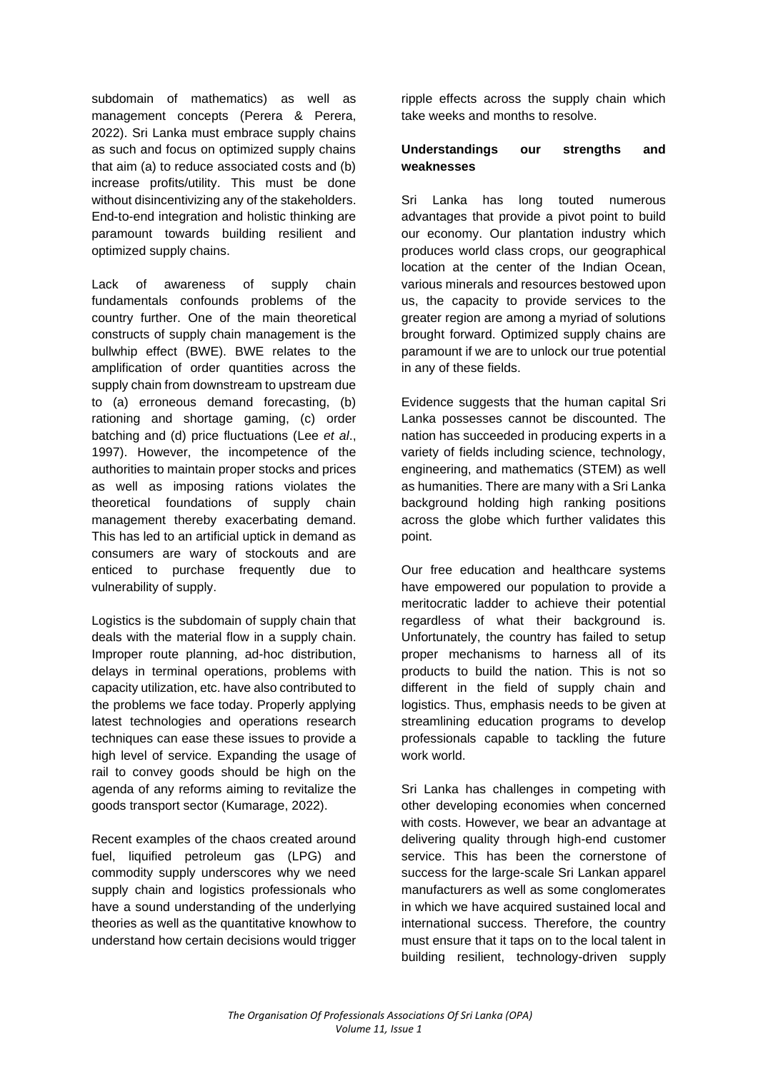subdomain of mathematics) as well as management concepts (Perera & Perera, 2022). Sri Lanka must embrace supply chains as such and focus on optimized supply chains that aim (a) to reduce associated costs and (b) increase profits/utility. This must be done without disincentivizing any of the stakeholders. End-to-end integration and holistic thinking are paramount towards building resilient and optimized supply chains.

Lack of awareness of supply chain fundamentals confounds problems of the country further. One of the main theoretical constructs of supply chain management is the bullwhip effect (BWE). BWE relates to the amplification of order quantities across the supply chain from downstream to upstream due to (a) erroneous demand forecasting, (b) rationing and shortage gaming, (c) order batching and (d) price fluctuations (Lee *et al*., 1997). However, the incompetence of the authorities to maintain proper stocks and prices as well as imposing rations violates the theoretical foundations of supply chain management thereby exacerbating demand. This has led to an artificial uptick in demand as consumers are wary of stockouts and are enticed to purchase frequently due to vulnerability of supply.

Logistics is the subdomain of supply chain that deals with the material flow in a supply chain. Improper route planning, ad-hoc distribution, delays in terminal operations, problems with capacity utilization, etc. have also contributed to the problems we face today. Properly applying latest technologies and operations research techniques can ease these issues to provide a high level of service. Expanding the usage of rail to convey goods should be high on the agenda of any reforms aiming to revitalize the goods transport sector (Kumarage, 2022).

Recent examples of the chaos created around fuel, liquified petroleum gas (LPG) and commodity supply underscores why we need supply chain and logistics professionals who have a sound understanding of the underlying theories as well as the quantitative knowhow to understand how certain decisions would trigger ripple effects across the supply chain which take weeks and months to resolve.

**Understandings our strengths and weaknesses**

Sri Lanka has long touted numerous advantages that provide a pivot point to build our economy. Our plantation industry which produces world class crops, our geographical location at the center of the Indian Ocean, various minerals and resources bestowed upon us, the capacity to provide services to the greater region are among a myriad of solutions brought forward. Optimized supply chains are paramount if we are to unlock our true potential in any of these fields.

Evidence suggests that the human capital Sri Lanka possesses cannot be discounted. The nation has succeeded in producing experts in a variety of fields including science, technology, engineering, and mathematics (STEM) as well as humanities. There are many with a Sri Lanka background holding high ranking positions across the globe which further validates this point.

Our free education and healthcare systems have empowered our population to provide a meritocratic ladder to achieve their potential regardless of what their background is. Unfortunately, the country has failed to setup proper mechanisms to harness all of its products to build the nation. This is not so different in the field of supply chain and logistics. Thus, emphasis needs to be given at streamlining education programs to develop professionals capable to tackling the future work world.

Sri Lanka has challenges in competing with other developing economies when concerned with costs. However, we bear an advantage at delivering quality through high-end customer service. This has been the cornerstone of success for the large-scale Sri Lankan apparel manufacturers as well as some conglomerates in which we have acquired sustained local and international success. Therefore, the country must ensure that it taps on to the local talent in building resilient, technology-driven supply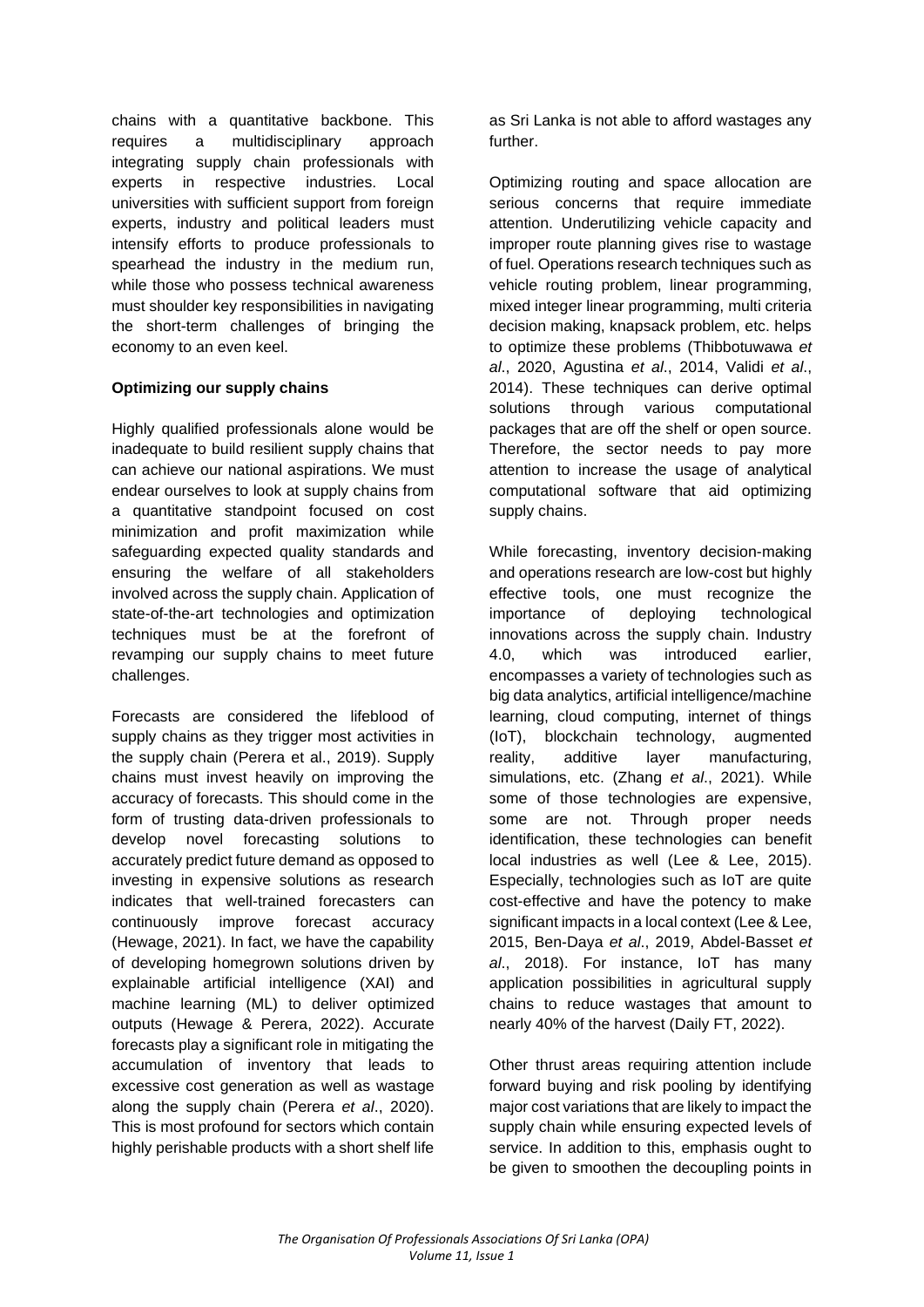chains with a quantitative backbone. This requires a multidisciplinary approach integrating supply chain professionals with experts in respective industries. Local universities with sufficient support from foreign experts, industry and political leaders must intensify efforts to produce professionals to spearhead the industry in the medium run, while those who possess technical awareness must shoulder key responsibilities in navigating the short-term challenges of bringing the economy to an even keel.

**Optimizing our supply chains**

Highly qualified professionals alone would be inadequate to build resilient supply chains that can achieve our national aspirations. We must endear ourselves to look at supply chains from a quantitative standpoint focused on cost minimization and profit maximization while safeguarding expected quality standards and ensuring the welfare of all stakeholders involved across the supply chain. Application of state-of-the-art technologies and optimization techniques must be at the forefront of revamping our supply chains to meet future challenges.

Forecasts are considered the lifeblood of supply chains as they trigger most activities in the supply chain (Perera et al., 2019). Supply chains must invest heavily on improving the accuracy of forecasts. This should come in the form of trusting data-driven professionals to develop novel forecasting solutions to accurately predict future demand as opposed to investing in expensive solutions as research indicates that well-trained forecasters can continuously improve forecast accuracy (Hewage, 2021). In fact, we have the capability of developing homegrown solutions driven by explainable artificial intelligence (XAI) and machine learning (ML) to deliver optimized outputs (Hewage & Perera, 2022). Accurate forecasts play a significant role in mitigating the accumulation of inventory that leads to excessive cost generation as well as wastage along the supply chain (Perera *et al*., 2020). This is most profound for sectors which contain highly perishable products with a short shelf life as Sri Lanka is not able to afford wastages any further.

Optimizing routing and space allocation are serious concerns that require immediate attention. Underutilizing vehicle capacity and improper route planning gives rise to wastage of fuel. Operations research techniques such as vehicle routing problem, linear programming, mixed integer linear programming, multi criteria decision making, knapsack problem, etc. helps to optimize these problems (Thibbotuwawa *et al*., 2020, Agustina *et al*., 2014, Validi *et al*., 2014). These techniques can derive optimal solutions through various computational packages that are off the shelf or open source. Therefore, the sector needs to pay more attention to increase the usage of analytical computational software that aid optimizing supply chains.

While forecasting, inventory decision-making and operations research are low-cost but highly effective tools, one must recognize the importance of deploying technological innovations across the supply chain. Industry 4.0, which was introduced earlier, encompasses a variety of technologies such as big data analytics, artificial intelligence/machine learning, cloud computing, internet of things (IoT), blockchain technology, augmented reality, additive layer manufacturing, simulations, etc. (Zhang *et al*., 2021). While some of those technologies are expensive, some are not. Through proper needs identification, these technologies can benefit local industries as well (Lee & Lee, 2015). Especially, technologies such as IoT are quite cost-effective and have the potency to make significant impacts in a local context (Lee & Lee, 2015, Ben-Daya *et al*., 2019, Abdel-Basset *et al*., 2018). For instance, IoT has many application possibilities in agricultural supply chains to reduce wastages that amount to nearly 40% of the harvest (Daily FT, 2022).

Other thrust areas requiring attention include forward buying and risk pooling by identifying major cost variations that are likely to impact the supply chain while ensuring expected levels of service. In addition to this, emphasis ought to be given to smoothen the decoupling points in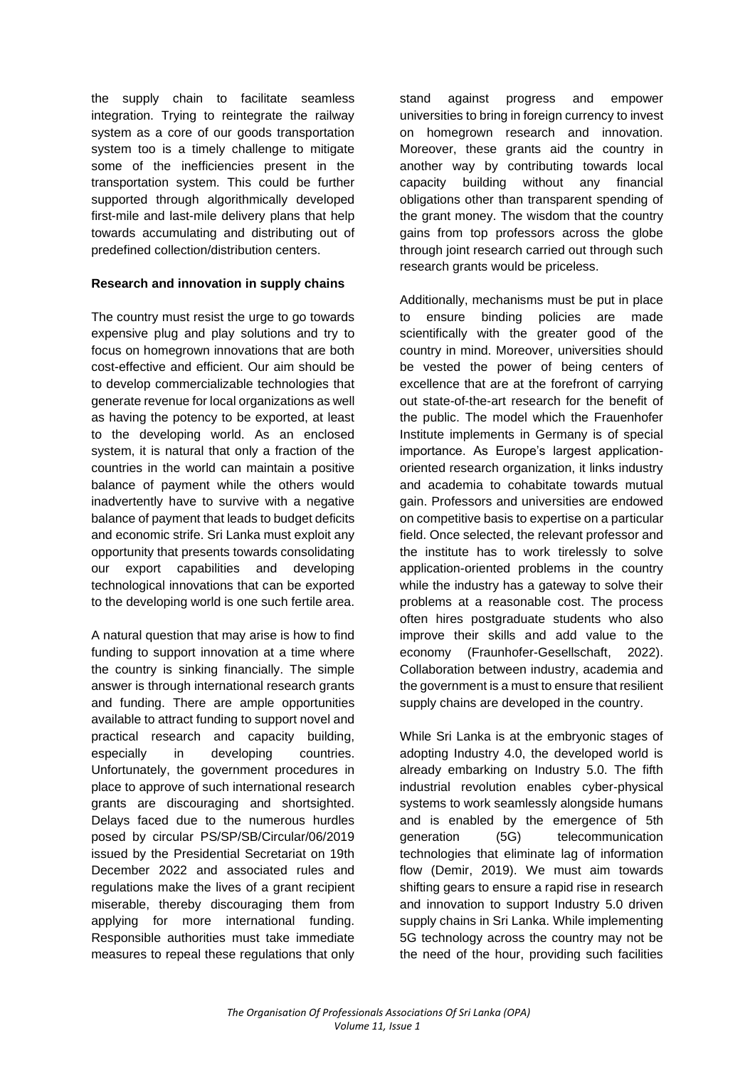the supply chain to facilitate seamless integration. Trying to reintegrate the railway system as a core of our goods transportation system too is a timely challenge to mitigate some of the inefficiencies present in the transportation system. This could be further supported through algorithmically developed first-mile and last-mile delivery plans that help towards accumulating and distributing out of predefined collection/distribution centers.

**Research and innovation in supply chains**

The country must resist the urge to go towards expensive plug and play solutions and try to focus on homegrown innovations that are both cost-effective and efficient. Our aim should be to develop commercializable technologies that generate revenue for local organizations as well as having the potency to be exported, at least to the developing world. As an enclosed system, it is natural that only a fraction of the countries in the world can maintain a positive balance of payment while the others would inadvertently have to survive with a negative balance of payment that leads to budget deficits and economic strife. Sri Lanka must exploit any opportunity that presents towards consolidating our export capabilities and developing technological innovations that can be exported to the developing world is one such fertile area.

A natural question that may arise is how to find funding to support innovation at a time where the country is sinking financially. The simple answer is through international research grants and funding. There are ample opportunities available to attract funding to support novel and practical research and capacity building, especially in developing countries. Unfortunately, the government procedures in place to approve of such international research grants are discouraging and shortsighted. Delays faced due to the numerous hurdles posed by circular PS/SP/SB/Circular/06/2019 issued by the Presidential Secretariat on 19th December 2022 and associated rules and regulations make the lives of a grant recipient miserable, thereby discouraging them from applying for more international funding. Responsible authorities must take immediate measures to repeal these regulations that only stand against progress and empower universities to bring in foreign currency to invest on homegrown research and innovation. Moreover, these grants aid the country in another way by contributing towards local capacity building without any financial obligations other than transparent spending of the grant money. The wisdom that the country gains from top professors across the globe through joint research carried out through such research grants would be priceless.

Additionally, mechanisms must be put in place to ensure binding policies are made scientifically with the greater good of the country in mind. Moreover, universities should be vested the power of being centers of excellence that are at the forefront of carrying out state-of-the-art research for the benefit of the public. The model which the Frauenhofer Institute implements in Germany is of special importance. As Europe's largest application-oriented research organization, it links industry and academia to cohabitate towards mutual gain. Professors and universities are endowed on competitive basis to expertise on a particular field. Once selected, the relevant professor and the institute has to work tirelessly to solve application-oriented problems in the country while the industry has a gateway to solve their problems at a reasonable cost. The process often hires postgraduate students who also improve their skills and add value to the economy (Fraunhofer-Gesellschaft, 2022). Collaboration between industry, academia and the government is a must to ensure that resilient supply chains are developed in the country.

While Sri Lanka is at the embryonic stages of adopting Industry 4.0, the developed world is already embarking on Industry 5.0. The fifth industrial revolution enables cyber-physical systems to work seamlessly alongside humans and is enabled by the emergence of 5th generation (5G) telecommunication technologies that eliminate lag of information flow (Demir, 2019). We must aim towards shifting gears to ensure a rapid rise in research and innovation to support Industry 5.0 driven supply chains in Sri Lanka. While implementing 5G technology across the country may not be the need of the hour, providing such facilities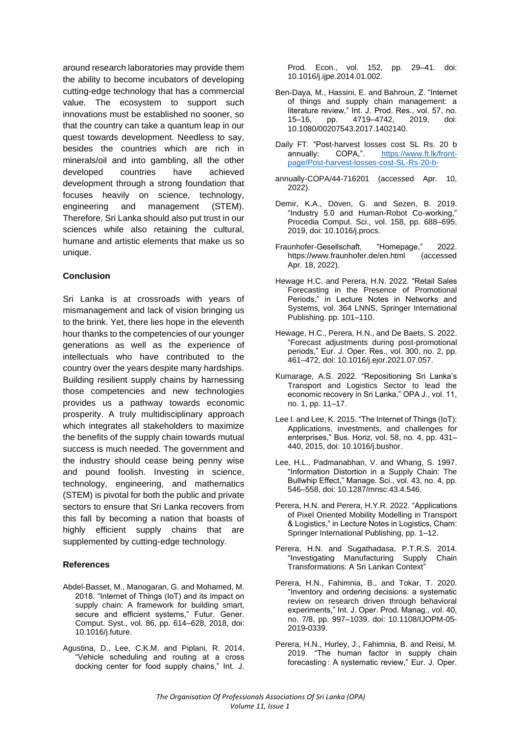around research laboratories may provide them the ability to become incubators of developing cutting-edge technology that has a commercial value. The ecosystem to support such innovations must be established no sooner, so that the country can take a quantum leap in our quest towards development. Needless to say, besides the countries which are rich in minerals/oil and into gambling, all the other developed countries have achieved development through a strong foundation that focuses heavily on science, technology, engineering and management (STEM). Therefore, Sri Lanka should also put trust in our sciences while also retaining the cultural, humane and artistic elements that make us so unique.

## Conclusion

Sri Lanka is at crossroads with years of mismanagement and lack of vision bringing us to the brink. Yet, there lies hope in the eleventh hour thanks to the competencies of our younger generations as well as the experience of intellectuals who have contributed to the country over the years despite many hardships. Building resilient supply chains by harnessing those competencies and new technologies provides us a pathway towards economic prosperity. A truly multidisciplinary approach which integrates all stakeholders to maximize the benefits of the supply chain towards mutual success is much needed. The government and the industry should cease being penny wise and pound foolish. Investing in science, technology, engineering, and mathematics (STEM) is pivotal for both the public and private sectors to ensure that Sri Lanka recovers from this fall by becoming a nation that boasts of highly efficient supply chains that are supplemented by cutting-edge technology.

## References

Abdel-Basset, M., Manogaran, G. and Mohamed, M. 2018. "Internet of Things (IoT) and its impact on supply chain: A framework for building smart, secure and efficient systems," Futur. Gener. Comput. Syst., vol. 86, pp. 614–628, 2018, doi: 10.1016/j.future.

Agustina, D., Lee, C.K.M. and Piplani, R. 2014. "Vehicle scheduling and routing at a cross docking center for food supply chains," Int. J. Prod. Econ., vol. 152, pp. 29–41. doi: 10.1016/j.ijpe.2014.01.002.

Ben-Daya, M., Hassini, E. and Bahroun, Z. "Internet of things and supply chain management: a literature review," Int. J. Prod. Res., vol. 57, no. 15–16, pp. 4719–4742, 2019, doi: 10.1080/00207543.2017.1402140.

Daily FT. "Post-harvest losses cost SL Rs. 20 b annually: COPA,". https://www.ft.lk/front-page/Post-harvest-losses-cost-SL-Rs-20-b-annually-COPA/44-716201 (accessed Apr. 10, 2022).

Demir, K.A., Döven, G. and Sezen, B. 2019. "Industry 5.0 and Human-Robot Co-working," Procedia Comput. Sci., vol. 158, pp. 688–695, 2019, doi: 10.1016/j.procs.

Fraunhofer-Gesellschaft, "Homepage," 2022. https://www.fraunhofer.de/en.html (accessed Apr. 18, 2022).

Hewage H.C. and Perera, H.N. 2022. "Retail Sales Forecasting in the Presence of Promotional Periods," in Lecture Notes in Networks and Systems, vol. 364 LNNS, Springer International Publishing. pp. 101–110.

Hewage, H.C., Perera, H.N., and De Baets, S. 2022. "Forecast adjustments during post-promotional periods," Eur. J. Oper. Res., vol. 300, no. 2, pp. 461–472, doi: 10.1016/j.ejor.2021.07.057.

Kumarage, A.S. 2022. "Repositioning Sri Lanka's Transport and Logistics Sector to lead the economic recovery in Sri Lanka," OPA J., vol. 11, no. 1, pp. 11–17.

Lee I. and Lee, K. 2015. "The Internet of Things (IoT): Applications, investments, and challenges for enterprises," Bus. Horiz, vol. 58, no. 4, pp. 431–440, 2015, doi: 10.1016/j.bushor.

Lee, H.L., Padmanabhan, V. and Whang, S. 1997. "Information Distortion in a Supply Chain: The Bullwhip Effect," Manage. Sci., vol. 43, no. 4, pp. 546–558, doi: 10.1287/mnsc.43.4.546.

Perera, H.N. and Perera, H.Y.R. 2022. "Applications of Pixel Oriented Mobility Modelling in Transport & Logistics," in Lecture Notes in Logistics, Cham: Springer International Publishing, pp. 1–12.

Perera, H.N. and Sugathadasa, P.T.R.S. 2014. "Investigating Manufacturing Supply Chain Transformations: A Sri Lankan Context"

Perera, H.N., Fahimnia, B., and Tokar, T. 2020. "Inventory and ordering decisions: a systematic review on research driven through behavioral experiments," Int. J. Oper. Prod. Manag., vol. 40, no. 7/8, pp. 997–1039. doi: 10.1108/IJOPM-05-2019-0339.

Perera, H.N., Hurley, J., Fahimnia, B. and Reisi, M. 2019. "The human factor in supply chain forecasting : A systematic review," Eur. J. Oper.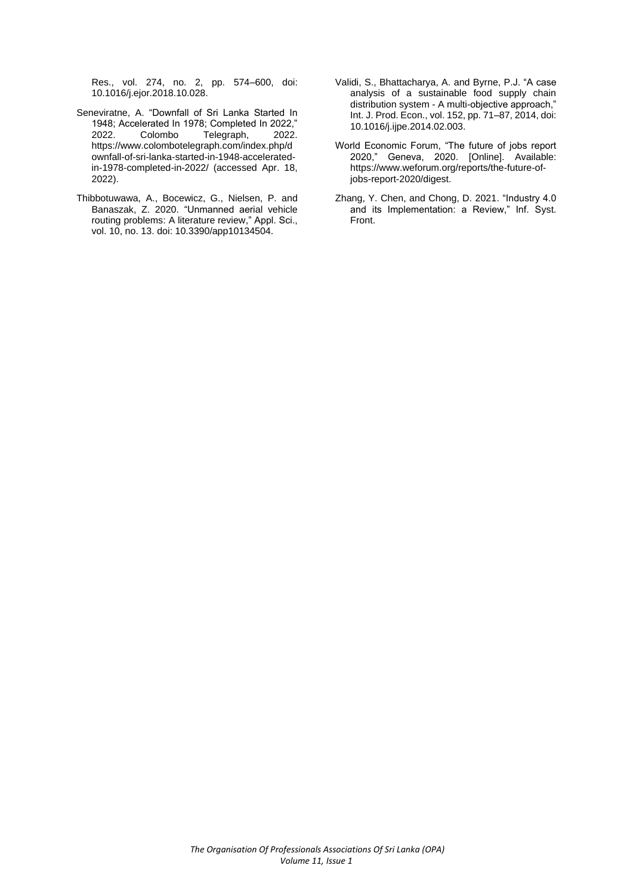Res., vol. 274, no. 2, pp. 574–600, doi: 10.1016/j.ejor.2018.10.028.

Seneviratne, A. "Downfall of Sri Lanka Started In 1948; Accelerated In 1978; Completed In 2022," 2022. Colombo Telegraph, 2022. https://www.colombotelegraph.com/index.php/downfall-of-sri-lanka-started-in-1948-accelerated-in-1978-completed-in-2022/ (accessed Apr. 18, 2022).

Thibbotuwawa, A., Bocewicz, G., Nielsen, P. and Banaszak, Z. 2020. "Unmanned aerial vehicle routing problems: A literature review," Appl. Sci., vol. 10, no. 13. doi: 10.3390/app10134504.

Validi, S., Bhattacharya, A. and Byrne, P.J. "A case analysis of a sustainable food supply chain distribution system - A multi-objective approach," Int. J. Prod. Econ., vol. 152, pp. 71–87, 2014, doi: 10.1016/j.ijpe.2014.02.003.

World Economic Forum, "The future of jobs report 2020," Geneva, 2020. [Online]. Available: https://www.weforum.org/reports/the-future-of-jobs-report-2020/digest.

Zhang, Y. Chen, and Chong, D. 2021. "Industry 4.0 and its Implementation: a Review," Inf. Syst. Front.